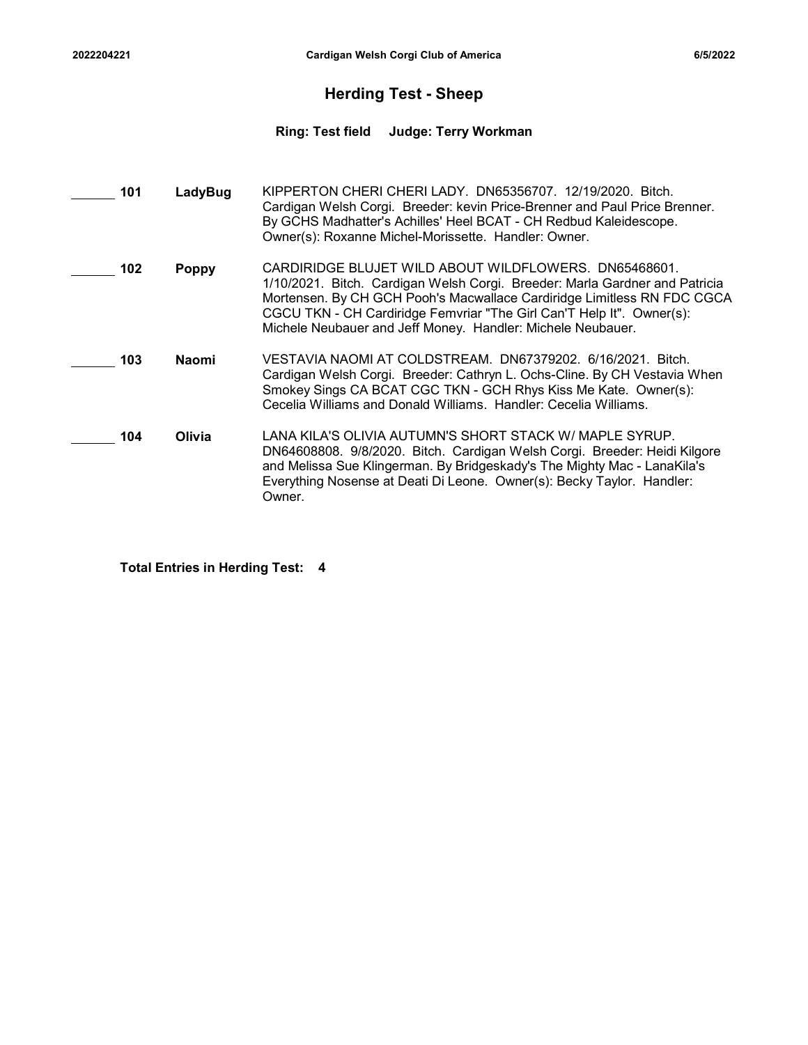# Herding Test - Sheep

**Ring: Test field     Judge: Terry Workman**

| | | |
|---|---|---|
| ______ **101** | **LadyBug** | KIPPERTON CHERI CHERI LADY. DN65356707. 12/19/2020. Bitch. Cardigan Welsh Corgi. Breeder: kevin Price-Brenner and Paul Price Brenner. By GCHS Madhatter's Achilles' Heel BCAT - CH Redbud Kaleidescope. Owner(s): Roxanne Michel-Morissette. Handler: Owner. |
| ______ **102** | **Poppy** | CARDIRIDGE BLUJET WILD ABOUT WILDFLOWERS. DN65468601. 1/10/2021. Bitch. Cardigan Welsh Corgi. Breeder: Marla Gardner and Patricia Mortensen. By CH GCH Pooh's Macwallace Cardiridge Limitless RN FDC CGCA CGCU TKN - CH Cardiridge Femvriar "The Girl Can'T Help It". Owner(s): Michele Neubauer and Jeff Money. Handler: Michele Neubauer. |
| ______ **103** | **Naomi** | VESTAVIA NAOMI AT COLDSTREAM. DN67379202. 6/16/2021. Bitch. Cardigan Welsh Corgi. Breeder: Cathryn L. Ochs-Cline. By CH Vestavia When Smokey Sings CA BCAT CGC TKN - GCH Rhys Kiss Me Kate. Owner(s): Cecelia Williams and Donald Williams. Handler: Cecelia Williams. |
| ______ **104** | **Olivia** | LANA KILA'S OLIVIA AUTUMN'S SHORT STACK W/ MAPLE SYRUP. DN64608808. 9/8/2020. Bitch. Cardigan Welsh Corgi. Breeder: Heidi Kilgore and Melissa Sue Klingerman. By Bridgeskady's The Mighty Mac - LanaKila's Everything Nosense at Deati Di Leone. Owner(s): Becky Taylor. Handler: Owner. |

**Total Entries in Herding Test: 4**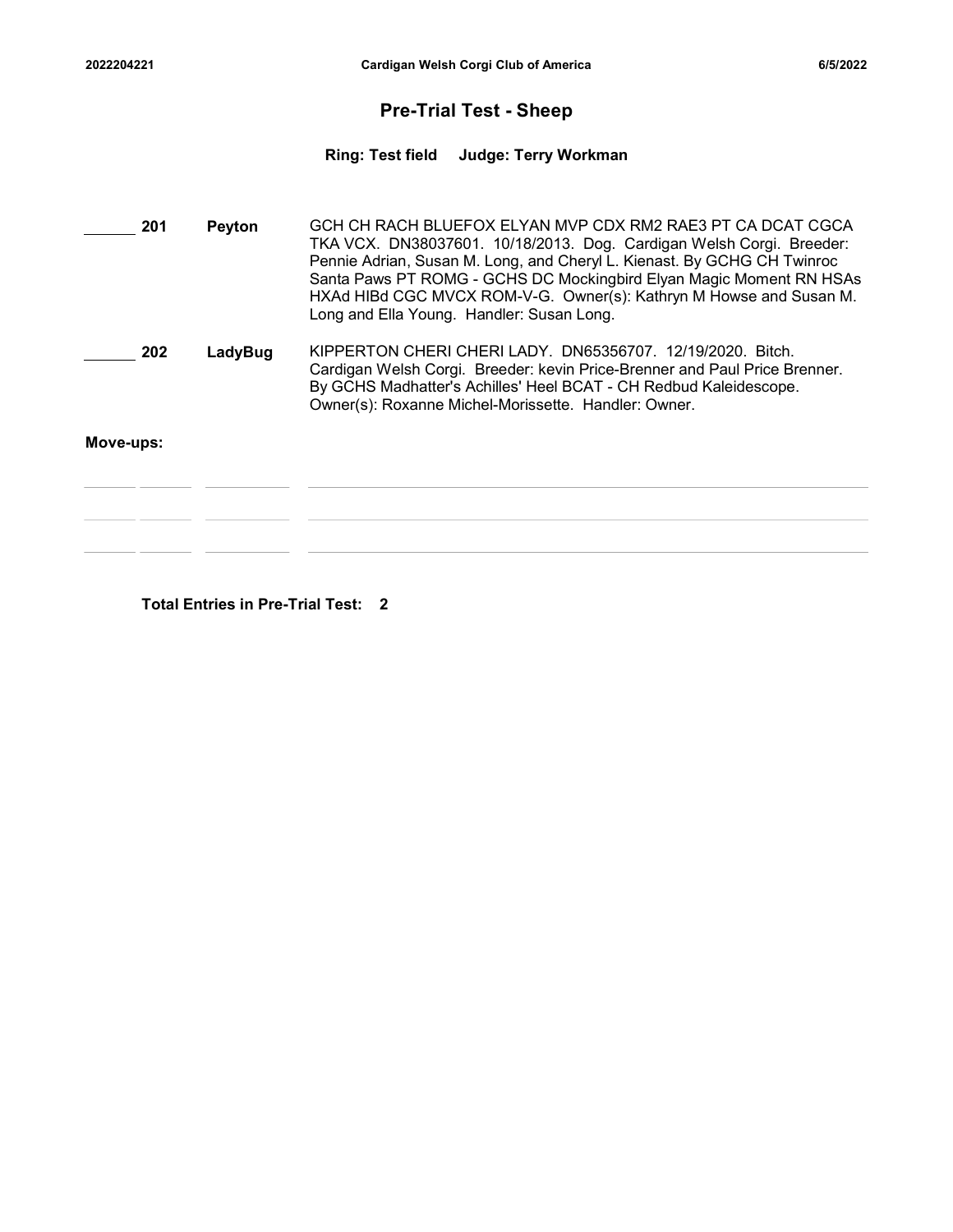## Pre-Trial Test - Sheep

**Ring: Test field Judge: Terry Workman**

| | | | |
|---|---|---|---|
| ______ | **201** | **Peyton** | GCH CH RACH BLUEFOX ELYAN MVP CDX RM2 RAE3 PT CA DCAT CGCA TKA VCX. DN38037601. 10/18/2013. Dog. Cardigan Welsh Corgi. Breeder: Pennie Adrian, Susan M. Long, and Cheryl L. Kienast. By GCHG CH Twinroc Santa Paws PT ROMG - GCHS DC Mockingbird Elyan Magic Moment RN HSAs HXAd HIBd CGC MVCX ROM-V-G. Owner(s): Kathryn M Howse and Susan M. Long and Ella Young. Handler: Susan Long. |
| ______ | **202** | **LadyBug** | KIPPERTON CHERI CHERI LADY. DN65356707. 12/19/2020. Bitch. Cardigan Welsh Corgi. Breeder: kevin Price-Brenner and Paul Price Brenner. By GCHS Madhatter's Achilles' Heel BCAT - CH Redbud Kaleidescope. Owner(s): Roxanne Michel-Morissette. Handler: Owner. |

**Move-ups:**

| | | | |
|---|---|---|---|
| | | | |
| | | | |
| | | | |

**Total Entries in Pre-Trial Test: 2**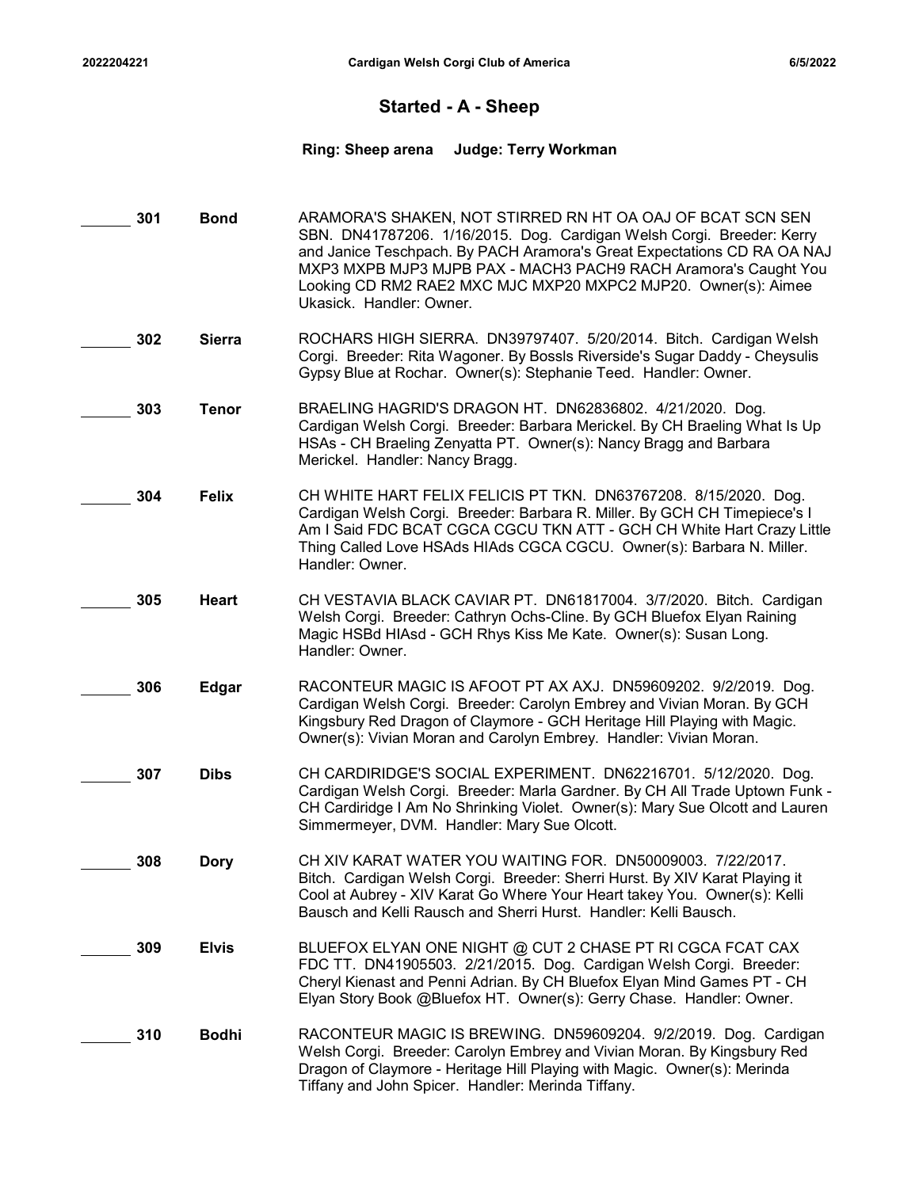## Started - A - Sheep

**Ring: Sheep arena Judge: Terry Workman**

______ **301** **Bond** ARAMORA'S SHAKEN, NOT STIRRED RN HT OA OAJ OF BCAT SCN SEN SBN. DN41787206. 1/16/2015. Dog. Cardigan Welsh Corgi. Breeder: Kerry and Janice Teschpach. By PACH Aramora's Great Expectations CD RA OA NAJ MXP3 MXPB MJP3 MJPB PAX - MACH3 PACH9 RACH Aramora's Caught You Looking CD RM2 RAE2 MXC MJC MXP20 MXPC2 MJP20. Owner(s): Aimee Ukasick. Handler: Owner.

______ **302** **Sierra** ROCHARS HIGH SIERRA. DN39797407. 5/20/2014. Bitch. Cardigan Welsh Corgi. Breeder: Rita Wagoner. By Bossls Riverside's Sugar Daddy - Cheysulis Gypsy Blue at Rochar. Owner(s): Stephanie Teed. Handler: Owner.

______ **303** **Tenor** BRAELING HAGRID'S DRAGON HT. DN62836802. 4/21/2020. Dog. Cardigan Welsh Corgi. Breeder: Barbara Merickel. By CH Braeling What Is Up HSAs - CH Braeling Zenyatta PT. Owner(s): Nancy Bragg and Barbara Merickel. Handler: Nancy Bragg.

______ **304** **Felix** CH WHITE HART FELIX FELICIS PT TKN. DN63767208. 8/15/2020. Dog. Cardigan Welsh Corgi. Breeder: Barbara R. Miller. By GCH CH Timepiece's I Am I Said FDC BCAT CGCA CGCU TKN ATT - GCH CH White Hart Crazy Little Thing Called Love HSAds HIAds CGCA CGCU. Owner(s): Barbara N. Miller. Handler: Owner.

______ **305** **Heart** CH VESTAVIA BLACK CAVIAR PT. DN61817004. 3/7/2020. Bitch. Cardigan Welsh Corgi. Breeder: Cathryn Ochs-Cline. By GCH Bluefox Elyan Raining Magic HSBd HIAsd - GCH Rhys Kiss Me Kate. Owner(s): Susan Long. Handler: Owner.

______ **306** **Edgar** RACONTEUR MAGIC IS AFOOT PT AX AXJ. DN59609202. 9/2/2019. Dog. Cardigan Welsh Corgi. Breeder: Carolyn Embrey and Vivian Moran. By GCH Kingsbury Red Dragon of Claymore - GCH Heritage Hill Playing with Magic. Owner(s): Vivian Moran and Carolyn Embrey. Handler: Vivian Moran.

______ **307** **Dibs** CH CARDIRIDGE'S SOCIAL EXPERIMENT. DN62216701. 5/12/2020. Dog. Cardigan Welsh Corgi. Breeder: Marla Gardner. By CH All Trade Uptown Funk - CH Cardiridge I Am No Shrinking Violet. Owner(s): Mary Sue Olcott and Lauren Simmermeyer, DVM. Handler: Mary Sue Olcott.

______ **308** **Dory** CH XIV KARAT WATER YOU WAITING FOR. DN50009003. 7/22/2017. Bitch. Cardigan Welsh Corgi. Breeder: Sherri Hurst. By XIV Karat Playing it Cool at Aubrey - XIV Karat Go Where Your Heart takey You. Owner(s): Kelli Bausch and Kelli Rausch and Sherri Hurst. Handler: Kelli Bausch.

______ **309** **Elvis** BLUEFOX ELYAN ONE NIGHT @ CUT 2 CHASE PT RI CGCA FCAT CAX FDC TT. DN41905503. 2/21/2015. Dog. Cardigan Welsh Corgi. Breeder: Cheryl Kienast and Penni Adrian. By CH Bluefox Elyan Mind Games PT - CH Elyan Story Book @Bluefox HT. Owner(s): Gerry Chase. Handler: Owner.

______ **310** **Bodhi** RACONTEUR MAGIC IS BREWING. DN59609204. 9/2/2019. Dog. Cardigan Welsh Corgi. Breeder: Carolyn Embrey and Vivian Moran. By Kingsbury Red Dragon of Claymore - Heritage Hill Playing with Magic. Owner(s): Merinda Tiffany and John Spicer. Handler: Merinda Tiffany.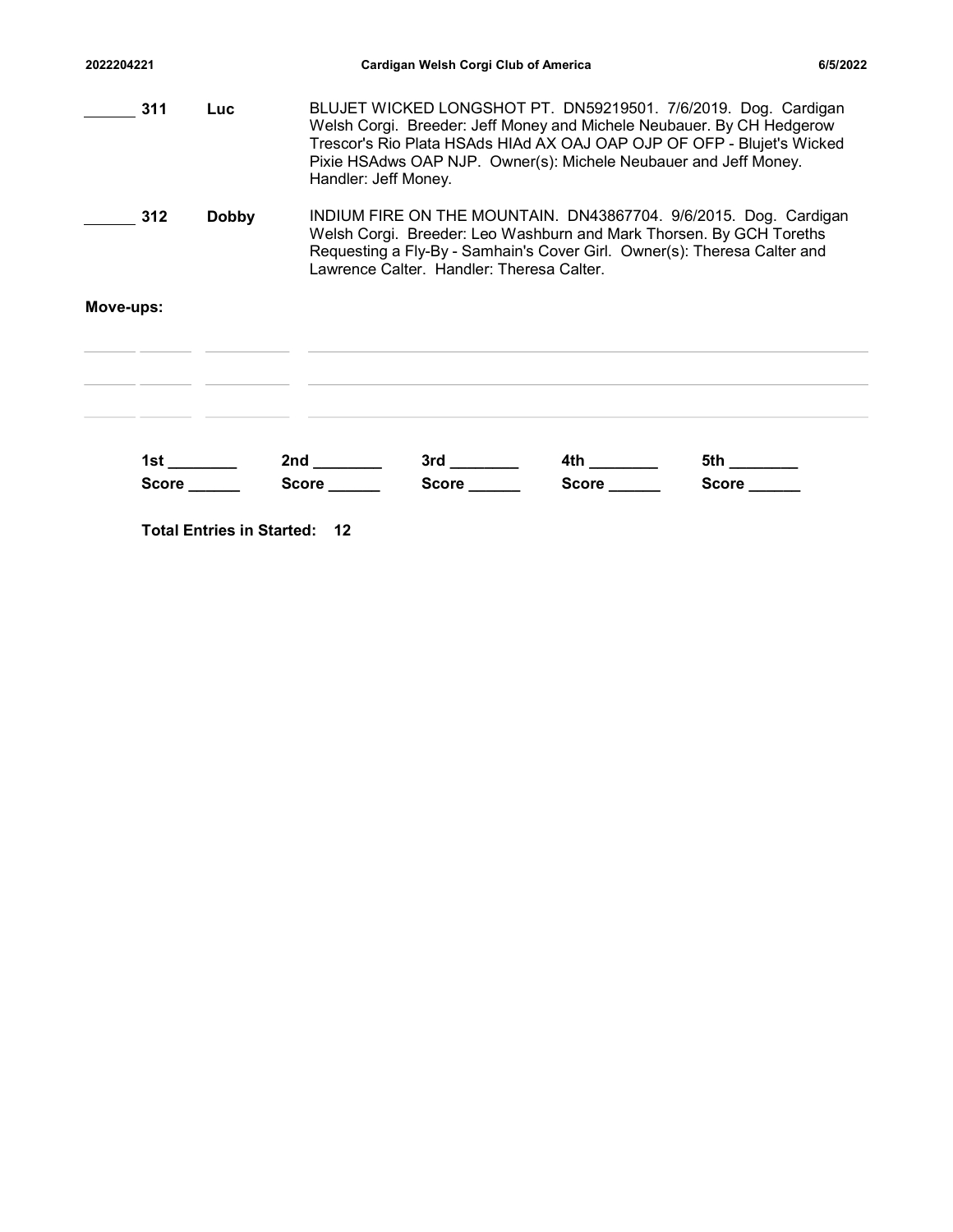______ **311** **Luc** BLUJET WICKED LONGSHOT PT. DN59219501. 7/6/2019. Dog. Cardigan Welsh Corgi. Breeder: Jeff Money and Michele Neubauer. By CH Hedgerow Trescor's Rio Plata HSAds HIAd AX OAJ OAP OJP OF OFP - Blujet's Wicked Pixie HSAdws OAP NJP. Owner(s): Michele Neubauer and Jeff Money. Handler: Jeff Money.

______ **312** **Dobby** INDIUM FIRE ON THE MOUNTAIN. DN43867704. 9/6/2015. Dog. Cardigan Welsh Corgi. Breeder: Leo Washburn and Mark Thorsen. By GCH Toreths Requesting a Fly-By - Samhain's Cover Girl. Owner(s): Theresa Calter and Lawrence Calter. Handler: Theresa Calter.

**Move-ups:**

______ ______ __________ ______________________________________________

______ ______ __________ ______________________________________________

______ ______ __________ ______________________________________________

**1st** ________ **2nd** ________ **3rd** ________ **4th** ________ **5th** ________

**Score** ______ **Score** ______ **Score** ______ **Score** ______ **Score** ______

**Total Entries in Started: 12**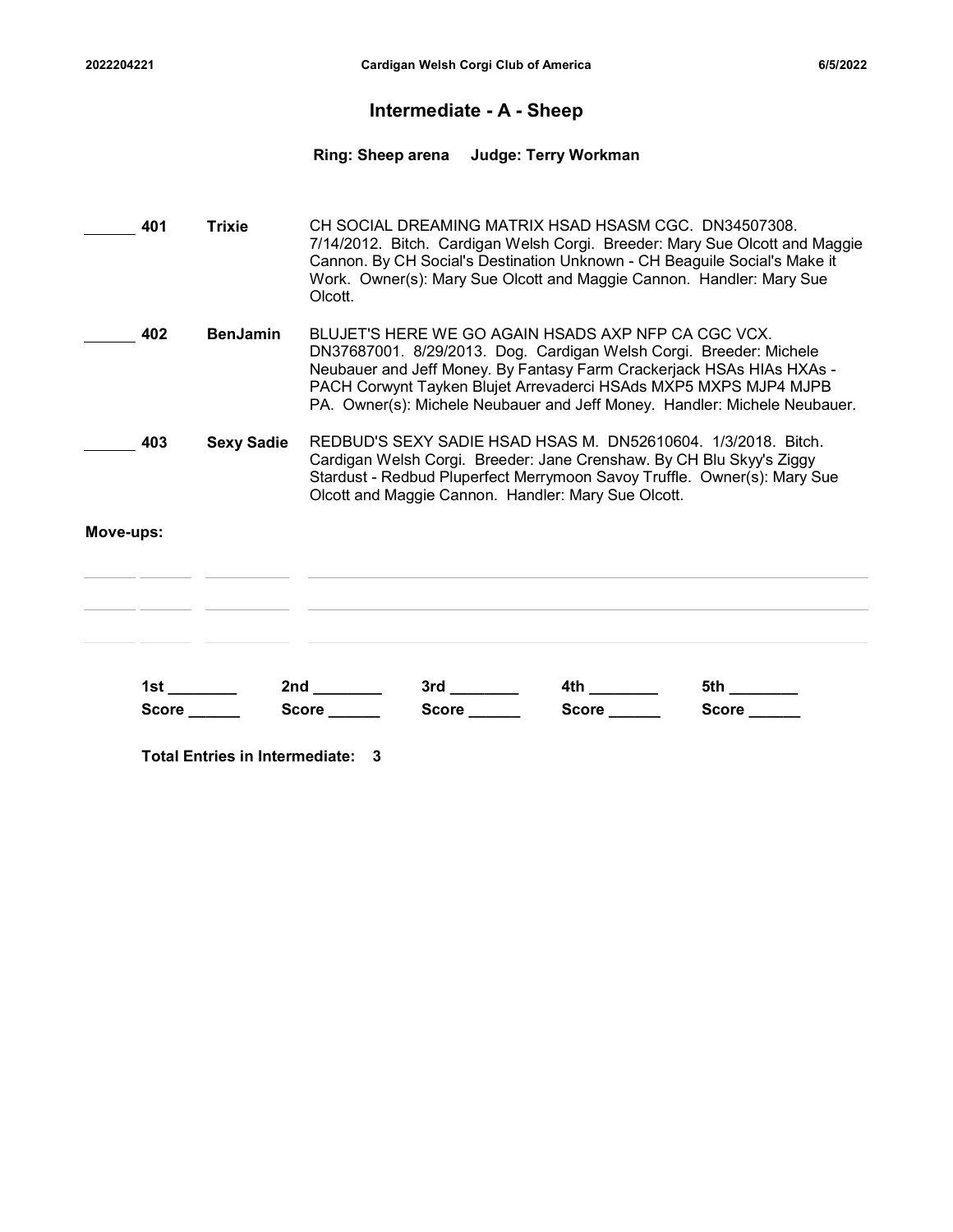# Intermediate - A - Sheep

**Ring: Sheep arena Judge: Terry Workman**

| | | | |
|---|---|---|---|
| ______ | **401** | **Trixie** | CH SOCIAL DREAMING MATRIX HSAD HSASM CGC. DN34507308. 7/14/2012. Bitch. Cardigan Welsh Corgi. Breeder: Mary Sue Olcott and Maggie Cannon. By CH Social's Destination Unknown - CH Beaguile Social's Make it Work. Owner(s): Mary Sue Olcott and Maggie Cannon. Handler: Mary Sue Olcott. |
| ______ | **402** | **BenJamin** | BLUJET'S HERE WE GO AGAIN HSADS AXP NFP CA CGC VCX. DN37687001. 8/29/2013. Dog. Cardigan Welsh Corgi. Breeder: Michele Neubauer and Jeff Money. By Fantasy Farm Crackerjack HSAs HIAs HXAs - PACH Corwynt Tayken Blujet Arrevaderci HSAds MXP5 MXPS MJP4 MJPB PA. Owner(s): Michele Neubauer and Jeff Money. Handler: Michele Neubauer. |
| ______ | **403** | **Sexy Sadie** | REDBUD'S SEXY SADIE HSAD HSAS M. DN52610604. 1/3/2018. Bitch. Cardigan Welsh Corgi. Breeder: Jane Crenshaw. By CH Blu Skyy's Ziggy Stardust - Redbud Pluperfect Merrymoon Savoy Truffle. Owner(s): Mary Sue Olcott and Maggie Cannon. Handler: Mary Sue Olcott. |

**Move-ups:**

______ ______ __________ ______________________________

______ ______ __________ ______________________________

______ ______ __________ ______________________________

**1st ________** **2nd ________** **3rd ________** **4th ________** **5th ________**

**Score ______** **Score ______** **Score ______** **Score ______** **Score ______**

**Total Entries in Intermediate: 3**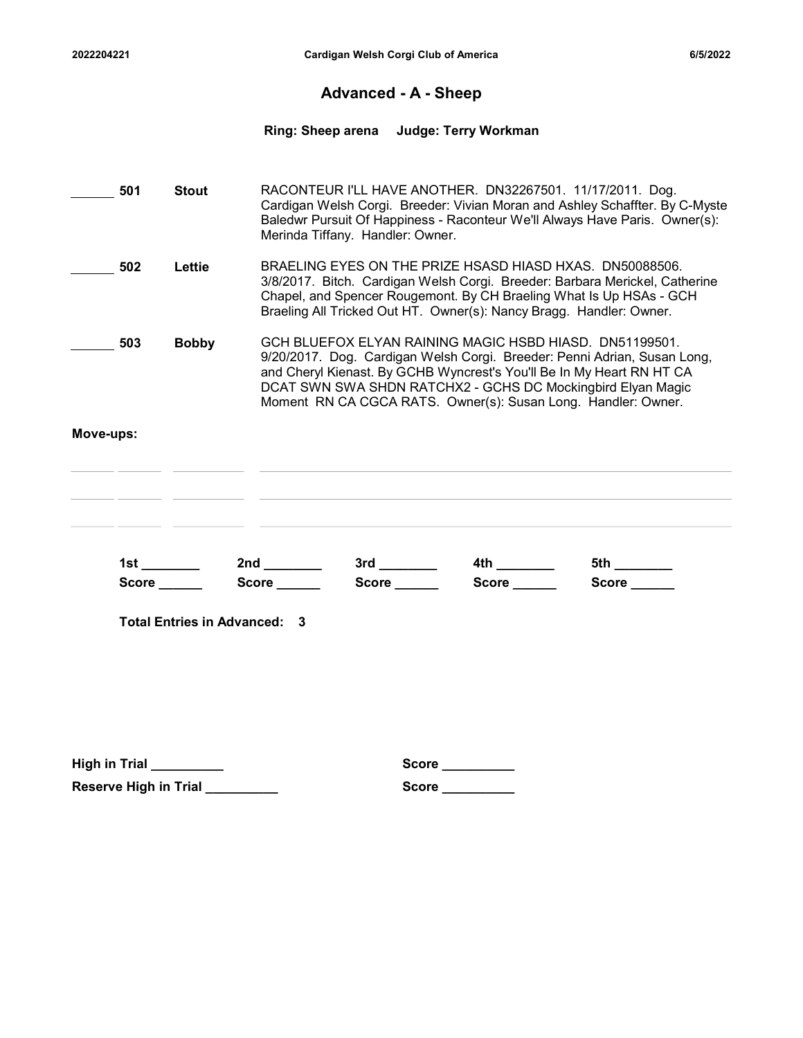## Advanced - A - Sheep

**Ring: Sheep arena    Judge: Terry Workman**

| | | | |
|---|---|---|---|
| ______ | **501** | **Stout** | RACONTEUR I'LL HAVE ANOTHER. DN32267501. 11/17/2011. Dog. Cardigan Welsh Corgi. Breeder: Vivian Moran and Ashley Schaffter. By C-Myste Baledwr Pursuit Of Happiness - Raconteur We'll Always Have Paris. Owner(s): Merinda Tiffany. Handler: Owner. |
| ______ | **502** | **Lettie** | BRAELING EYES ON THE PRIZE HSASD HIASD HXAS. DN50088506. 3/8/2017. Bitch. Cardigan Welsh Corgi. Breeder: Barbara Merickel, Catherine Chapel, and Spencer Rougemont. By CH Braeling What Is Up HSAs - GCH Braeling All Tricked Out HT. Owner(s): Nancy Bragg. Handler: Owner. |
| ______ | **503** | **Bobby** | GCH BLUEFOX ELYAN RAINING MAGIC HSBD HIASD. DN51199501. 9/20/2017. Dog. Cardigan Welsh Corgi. Breeder: Penni Adrian, Susan Long, and Cheryl Kienast. By GCHB Wyncrest's You'll Be In My Heart RN HT CA DCAT SWN SWA SHDN RATCHX2 - GCHS DC Mockingbird Elyan Magic Moment RN CA CGCA RATS. Owner(s): Susan Long. Handler: Owner. |

**Move-ups:**

| | | | |
|---|---|---|---|
| ______ | ______ | __________ | ____________________________________________ |
| ______ | ______ | __________ | ____________________________________________ |
| ______ | ______ | __________ | ____________________________________________ |

| | | | | |
|---|---|---|---|---|
| **1st** ________ | **2nd** ________ | **3rd** ________ | **4th** ________ | **5th** ________ |
| **Score** ______ | **Score** ______ | **Score** ______ | **Score** ______ | **Score** ______ |

**Total Entries in Advanced: 3**

**High in Trial** __________    **Score** __________

**Reserve High in Trial** __________    **Score** __________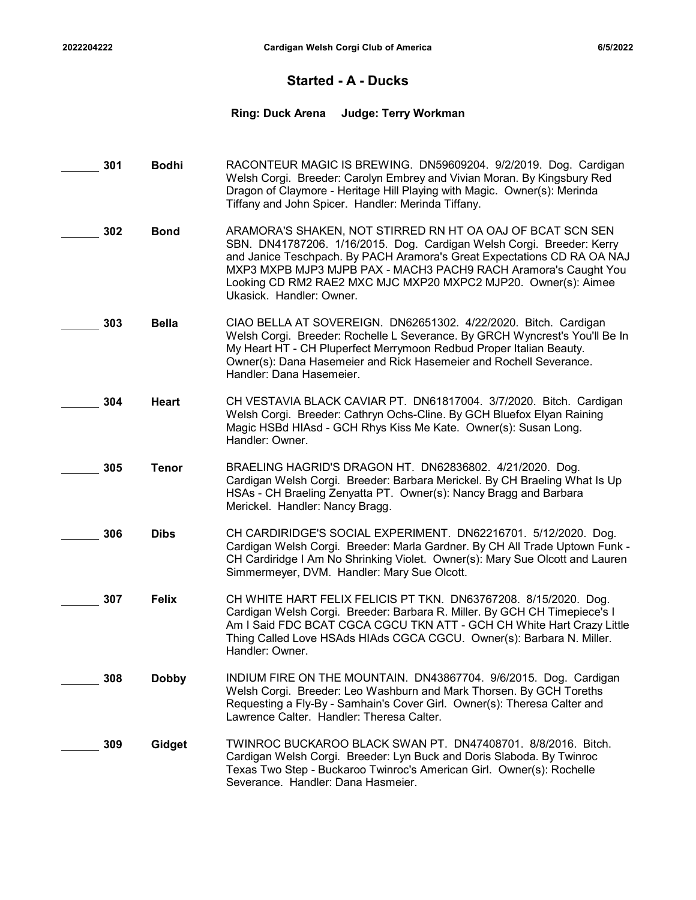## Started - A - Ducks

**Ring: Duck Arena Judge: Terry Workman**

______ **301** **Bodhi** RACONTEUR MAGIC IS BREWING. DN59609204. 9/2/2019. Dog. Cardigan Welsh Corgi. Breeder: Carolyn Embrey and Vivian Moran. By Kingsbury Red Dragon of Claymore - Heritage Hill Playing with Magic. Owner(s): Merinda Tiffany and John Spicer. Handler: Merinda Tiffany.

______ **302** **Bond** ARAMORA'S SHAKEN, NOT STIRRED RN HT OA OAJ OF BCAT SCN SEN SBN. DN41787206. 1/16/2015. Dog. Cardigan Welsh Corgi. Breeder: Kerry and Janice Teschpach. By PACH Aramora's Great Expectations CD RA OA NAJ MXP3 MXPB MJP3 MJPB PAX - MACH3 PACH9 RACH Aramora's Caught You Looking CD RM2 RAE2 MXC MJC MXP20 MXPC2 MJP20. Owner(s): Aimee Ukasick. Handler: Owner.

______ **303** **Bella** CIAO BELLA AT SOVEREIGN. DN62651302. 4/22/2020. Bitch. Cardigan Welsh Corgi. Breeder: Rochelle L Severance. By GRCH Wyncrest's You'll Be In My Heart HT - CH Pluperfect Merrymoon Redbud Proper Italian Beauty. Owner(s): Dana Hasemeier and Rick Hasemeier and Rochell Severance. Handler: Dana Hasemeier.

______ **304** **Heart** CH VESTAVIA BLACK CAVIAR PT. DN61817004. 3/7/2020. Bitch. Cardigan Welsh Corgi. Breeder: Cathryn Ochs-Cline. By GCH Bluefox Elyan Raining Magic HSBd HIAsd - GCH Rhys Kiss Me Kate. Owner(s): Susan Long. Handler: Owner.

______ **305** **Tenor** BRAELING HAGRID'S DRAGON HT. DN62836802. 4/21/2020. Dog. Cardigan Welsh Corgi. Breeder: Barbara Merickel. By CH Braeling What Is Up HSAs - CH Braeling Zenyatta PT. Owner(s): Nancy Bragg and Barbara Merickel. Handler: Nancy Bragg.

______ **306** **Dibs** CH CARDIRIDGE'S SOCIAL EXPERIMENT. DN62216701. 5/12/2020. Dog. Cardigan Welsh Corgi. Breeder: Marla Gardner. By CH All Trade Uptown Funk - CH Cardiridge I Am No Shrinking Violet. Owner(s): Mary Sue Olcott and Lauren Simmermeyer, DVM. Handler: Mary Sue Olcott.

______ **307** **Felix** CH WHITE HART FELIX FELICIS PT TKN. DN63767208. 8/15/2020. Dog. Cardigan Welsh Corgi. Breeder: Barbara R. Miller. By GCH CH Timepiece's I Am I Said FDC BCAT CGCA CGCU TKN ATT - GCH CH White Hart Crazy Little Thing Called Love HSAds HIAds CGCA CGCU. Owner(s): Barbara N. Miller. Handler: Owner.

______ **308** **Dobby** INDIUM FIRE ON THE MOUNTAIN. DN43867704. 9/6/2015. Dog. Cardigan Welsh Corgi. Breeder: Leo Washburn and Mark Thorsen. By GCH Toreths Requesting a Fly-By - Samhain's Cover Girl. Owner(s): Theresa Calter and Lawrence Calter. Handler: Theresa Calter.

______ **309** **Gidget** TWINROC BUCKAROO BLACK SWAN PT. DN47408701. 8/8/2016. Bitch. Cardigan Welsh Corgi. Breeder: Lyn Buck and Doris Slaboda. By Twinroc Texas Two Step - Buckaroo Twinroc's American Girl. Owner(s): Rochelle Severance. Handler: Dana Hasmeier.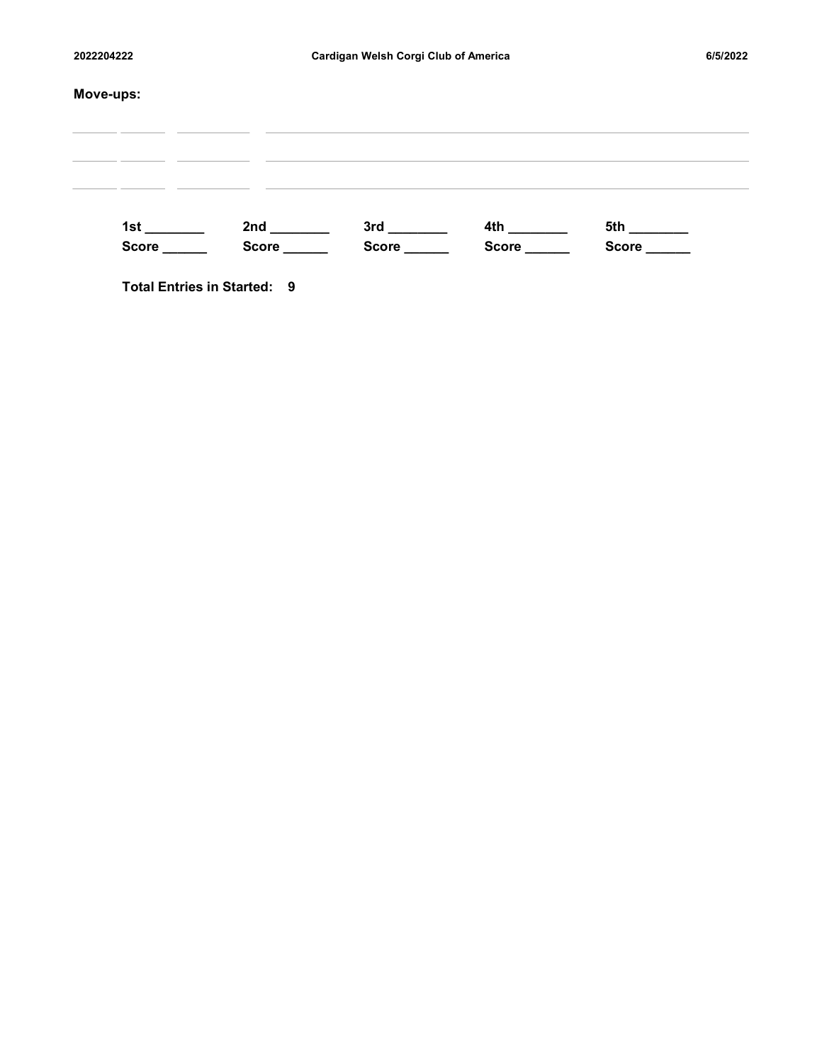**Move-ups:**

| | | | |
|---|---|---|---|
| | | | |
| | | | |
| | | | |

1st ________ 2nd ________ 3rd ________ 4th ________ 5th ________

Score ______ Score ______ Score ______ Score ______ Score ______

**Total Entries in Started: 9**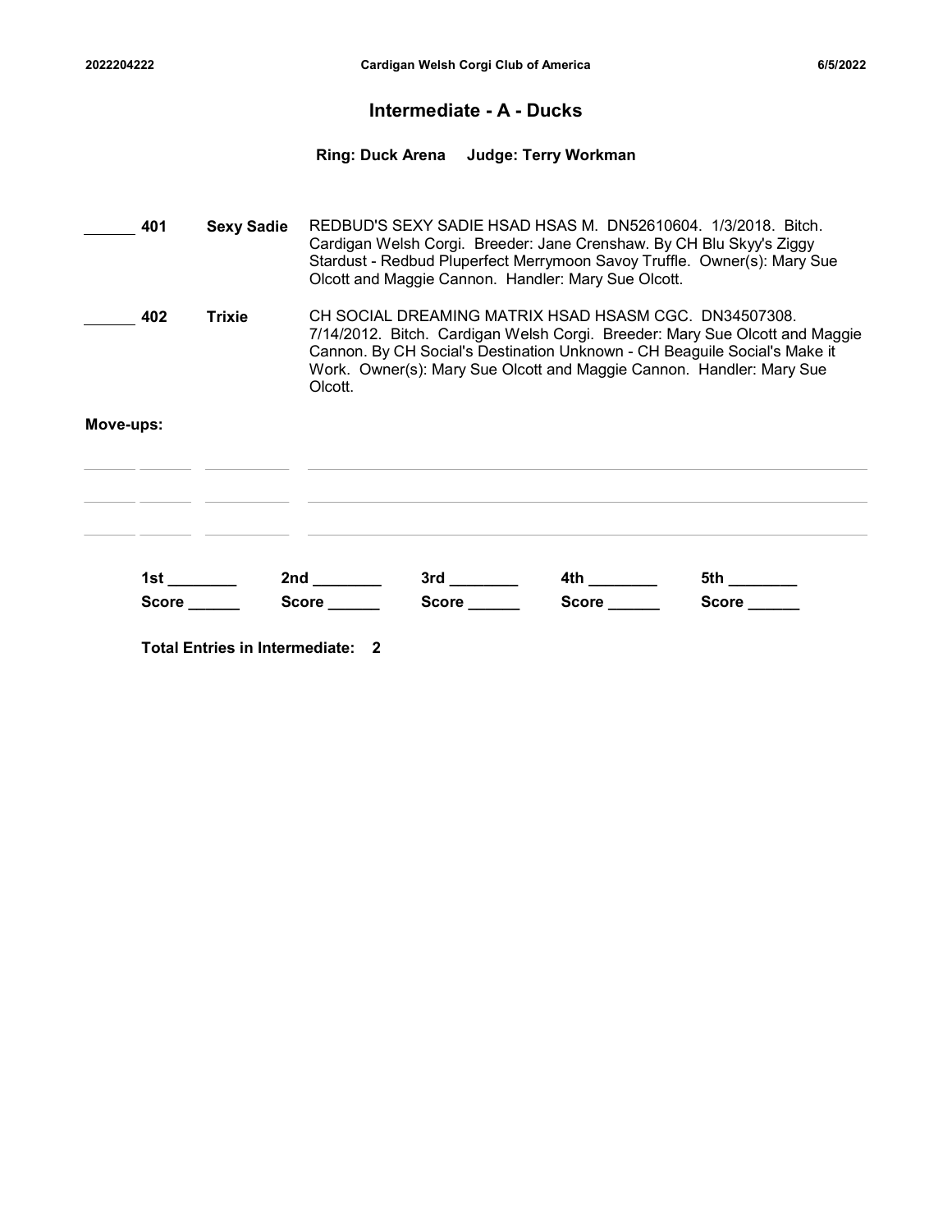## Intermediate - A - Ducks

**Ring: Duck Arena     Judge: Terry Workman**

| | | | |
|---|---|---|---|
| ______ | **401** | **Sexy Sadie** | REDBUD'S SEXY SADIE HSAD HSAS M. DN52610604. 1/3/2018. Bitch. Cardigan Welsh Corgi. Breeder: Jane Crenshaw. By CH Blu Skyy's Ziggy Stardust - Redbud Pluperfect Merrymoon Savoy Truffle. Owner(s): Mary Sue Olcott and Maggie Cannon. Handler: Mary Sue Olcott. |
| ______ | **402** | **Trixie** | CH SOCIAL DREAMING MATRIX HSAD HSASM CGC. DN34507308. 7/14/2012. Bitch. Cardigan Welsh Corgi. Breeder: Mary Sue Olcott and Maggie Cannon. By CH Social's Destination Unknown - CH Beaguile Social's Make it Work. Owner(s): Mary Sue Olcott and Maggie Cannon. Handler: Mary Sue Olcott. |

**Move-ups:**

| | | | |
|---|---|---|---|
| ______ | ______ | __________ | ______________________________ |
| ______ | ______ | __________ | ______________________________ |
| ______ | ______ | __________ | ______________________________ |

| | | | | |
|---|---|---|---|---|
| **1st** ________ | **2nd** ________ | **3rd** ________ | **4th** ________ | **5th** ________ |
| **Score** ______ | **Score** ______ | **Score** ______ | **Score** ______ | **Score** ______ |

**Total Entries in Intermediate: 2**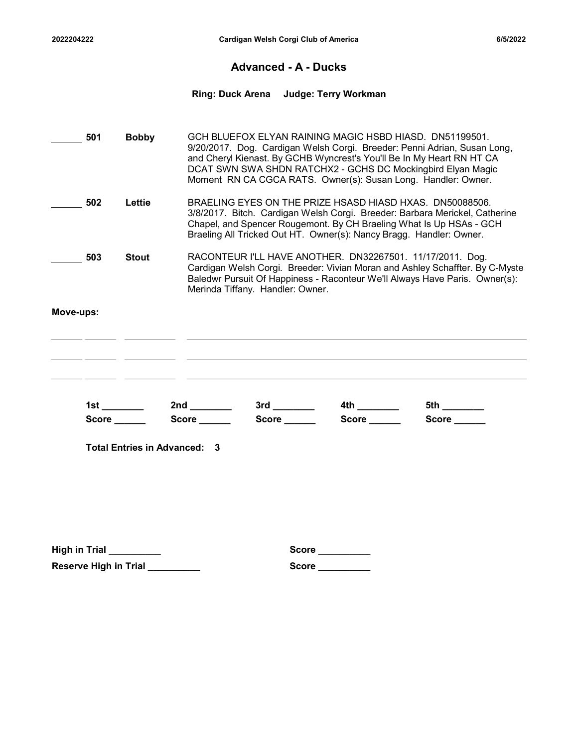## Advanced - A - Ducks

**Ring: Duck Arena     Judge: Terry Workman**

| | | | |
|---|---|---|---|
| ______ | **501** | **Bobby** | GCH BLUEFOX ELYAN RAINING MAGIC HSBD HIASD. DN51199501. 9/20/2017. Dog. Cardigan Welsh Corgi. Breeder: Penni Adrian, Susan Long, and Cheryl Kienast. By GCHB Wyncrest's You'll Be In My Heart RN HT CA DCAT SWN SWA SHDN RATCHX2 - GCHS DC Mockingbird Elyan Magic Moment RN CA CGCA RATS. Owner(s): Susan Long. Handler: Owner. |
| ______ | **502** | **Lettie** | BRAELING EYES ON THE PRIZE HSASD HIASD HXAS. DN50088506. 3/8/2017. Bitch. Cardigan Welsh Corgi. Breeder: Barbara Merickel, Catherine Chapel, and Spencer Rougemont. By CH Braeling What Is Up HSAs - GCH Braeling All Tricked Out HT. Owner(s): Nancy Bragg. Handler: Owner. |
| ______ | **503** | **Stout** | RACONTEUR I'LL HAVE ANOTHER. DN32267501. 11/17/2011. Dog. Cardigan Welsh Corgi. Breeder: Vivian Moran and Ashley Schaffter. By C-Myste Baledwr Pursuit Of Happiness - Raconteur We'll Always Have Paris. Owner(s): Merinda Tiffany. Handler: Owner. |

**Move-ups:**

| | | | |
|---|---|---|---|
| ______ | ______ | __________ | ______________________________ |
| ______ | ______ | __________ | ______________________________ |
| ______ | ______ | __________ | ______________________________ |

| | | | | |
|---|---|---|---|---|
| **1st** ________ | **2nd** ________ | **3rd** ________ | **4th** ________ | **5th** ________ |
| **Score** ______ | **Score** ______ | **Score** ______ | **Score** ______ | **Score** ______ |

**Total Entries in Advanced: 3**

**High in Trial** __________ **Score** __________

**Reserve High in Trial** __________ **Score** __________